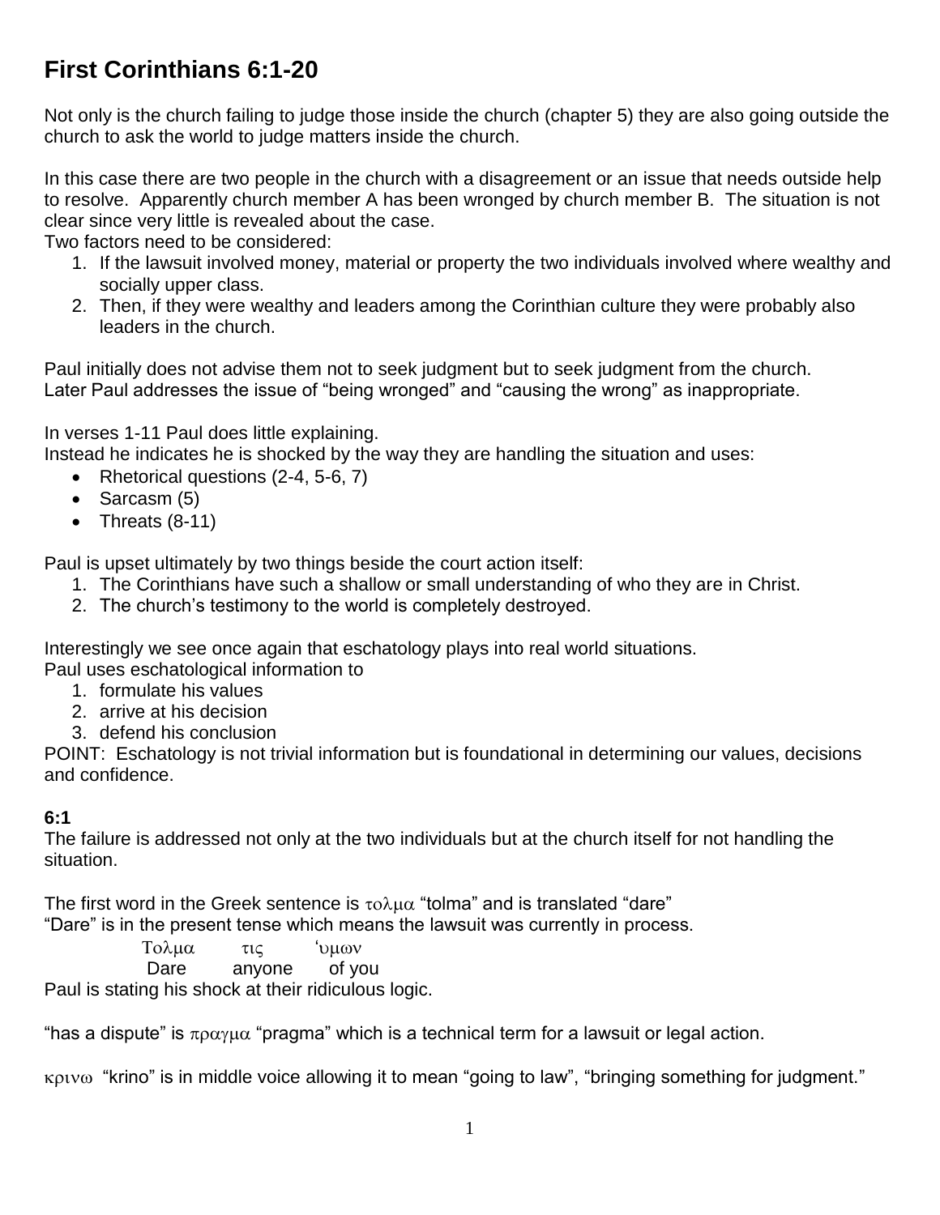# First Corinthians 6:1-20

Not only is the church failing to judge those inside the church (chapter 5) they are also going outside the church to ask the world to judge matters inside the church.

In this case there are two people in the church with a disagreement or an issue that needs outside help to resolve. Apparently church member A has been wronged by church member B. The situation is not clear since very little is revealed about the case.
Two factors need to be considered:

1. If the lawsuit involved money, material or property the two individuals involved where wealthy and socially upper class.
2. Then, if they were wealthy and leaders among the Corinthian culture they were probably also leaders in the church.

Paul initially does not advise them not to seek judgment but to seek judgment from the church.
Later Paul addresses the issue of "being wronged" and "causing the wrong" as inappropriate.

In verses 1-11 Paul does little explaining.
Instead he indicates he is shocked by the way they are handling the situation and uses:

- Rhetorical questions (2-4, 5-6, 7)
- Sarcasm (5)
- Threats (8-11)

Paul is upset ultimately by two things beside the court action itself:

1. The Corinthians have such a shallow or small understanding of who they are in Christ.
2. The church's testimony to the world is completely destroyed.

Interestingly we see once again that eschatology plays into real world situations.
Paul uses eschatological information to

1. formulate his values
2. arrive at his decision
3. defend his conclusion

POINT: Eschatology is not trivial information but is foundational in determining our values, decisions and confidence.

**6:1**
The failure is addressed not only at the two individuals but at the church itself for not handling the situation.

The first word in the Greek sentence is τολμα "tolma" and is translated "dare"
"Dare" is in the present tense which means the lawsuit was currently in process.

| Τολμα | τις | ʻυμων |
|---|---|---|
| Dare | anyone | of you |

Paul is stating his shock at their ridiculous logic.

"has a dispute" is πραγμα "pragma" which is a technical term for a lawsuit or legal action.

κρινω "krino" is in middle voice allowing it to mean "going to law", "bringing something for judgment."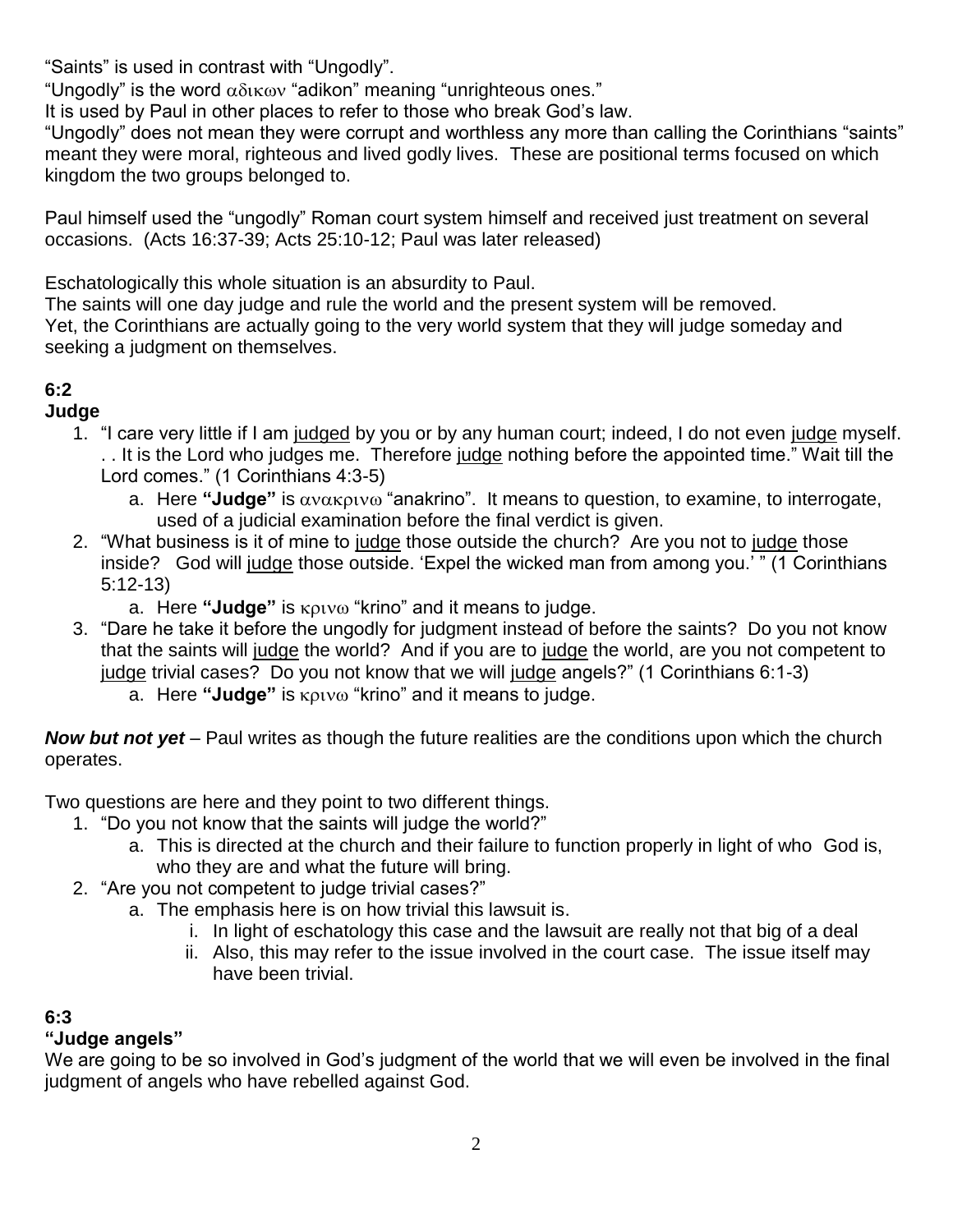"Saints" is used in contrast with "Ungodly".
"Ungodly" is the word αδικων "adikon" meaning "unrighteous ones."
It is used by Paul in other places to refer to those who break God's law.
"Ungodly" does not mean they were corrupt and worthless any more than calling the Corinthians "saints" meant they were moral, righteous and lived godly lives. These are positional terms focused on which kingdom the two groups belonged to.

Paul himself used the "ungodly" Roman court system himself and received just treatment on several occasions. (Acts 16:37-39; Acts 25:10-12; Paul was later released)

Eschatologically this whole situation is an absurdity to Paul.
The saints will one day judge and rule the world and the present system will be removed.
Yet, the Corinthians are actually going to the very world system that they will judge someday and seeking a judgment on themselves.

## 6:2

**Judge**

1. "I care very little if I am judged by you or by any human court; indeed, I do not even judge myself. . . It is the Lord who judges me. Therefore judge nothing before the appointed time." Wait till the Lord comes." (1 Corinthians 4:3-5)
    a. Here **"Judge"** is ανακρινω "anakrino". It means to question, to examine, to interrogate, used of a judicial examination before the final verdict is given.
2. "What business is it of mine to judge those outside the church? Are you not to judge those inside? God will judge those outside. 'Expel the wicked man from among you.' " (1 Corinthians 5:12-13)
    a. Here **"Judge"** is κρινω "krino" and it means to judge.
3. "Dare he take it before the ungodly for judgment instead of before the saints? Do you not know that the saints will judge the world? And if you are to judge the world, are you not competent to judge trivial cases? Do you not know that we will judge angels?" (1 Corinthians 6:1-3)
    a. Here **"Judge"** is κρινω "krino" and it means to judge.

***Now but not yet*** – Paul writes as though the future realities are the conditions upon which the church operates.

Two questions are here and they point to two different things.

1. "Do you not know that the saints will judge the world?"
    a. This is directed at the church and their failure to function properly in light of who God is, who they are and what the future will bring.
2. "Are you not competent to judge trivial cases?"
    a. The emphasis here is on how trivial this lawsuit is.
        i. In light of eschatology this case and the lawsuit are really not that big of a deal
        ii. Also, this may refer to the issue involved in the court case. The issue itself may have been trivial.

## 6:3

**"Judge angels"**

We are going to be so involved in God's judgment of the world that we will even be involved in the final judgment of angels who have rebelled against God.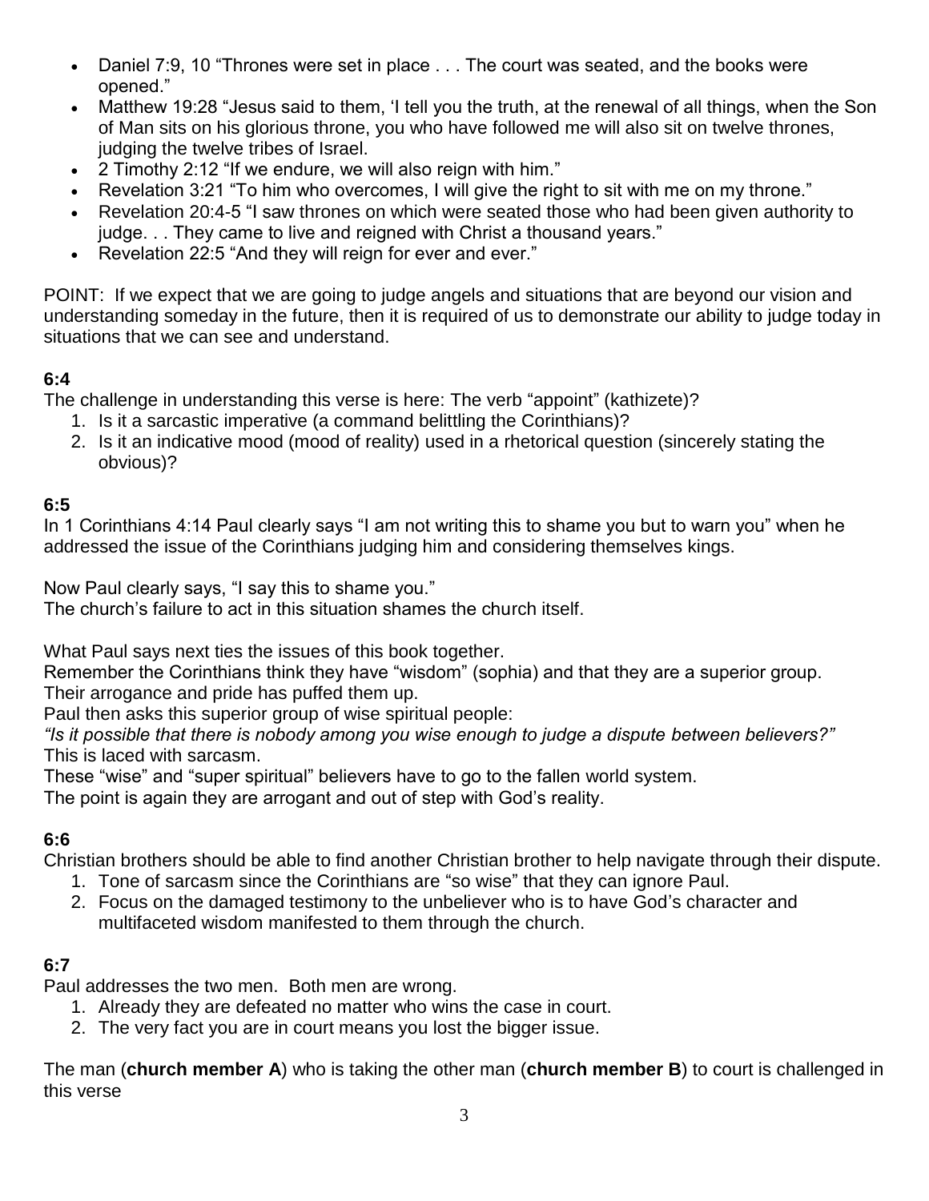- Daniel 7:9, 10 "Thrones were set in place . . . The court was seated, and the books were opened."
- Matthew 19:28 "Jesus said to them, 'I tell you the truth, at the renewal of all things, when the Son of Man sits on his glorious throne, you who have followed me will also sit on twelve thrones, judging the twelve tribes of Israel.
- 2 Timothy 2:12 "If we endure, we will also reign with him."
- Revelation 3:21 "To him who overcomes, I will give the right to sit with me on my throne."
- Revelation 20:4-5 "I saw thrones on which were seated those who had been given authority to judge. . . They came to live and reigned with Christ a thousand years."
- Revelation 22:5 "And they will reign for ever and ever."

POINT: If we expect that we are going to judge angels and situations that are beyond our vision and understanding someday in the future, then it is required of us to demonstrate our ability to judge today in situations that we can see and understand.

**6:4**

The challenge in understanding this verse is here: The verb "appoint" (kathizete)?

1. Is it a sarcastic imperative (a command belittling the Corinthians)?
2. Is it an indicative mood (mood of reality) used in a rhetorical question (sincerely stating the obvious)?

**6:5**

In 1 Corinthians 4:14 Paul clearly says "I am not writing this to shame you but to warn you" when he addressed the issue of the Corinthians judging him and considering themselves kings.

Now Paul clearly says, "I say this to shame you."
The church's failure to act in this situation shames the church itself.

What Paul says next ties the issues of this book together.
Remember the Corinthians think they have "wisdom" (sophia) and that they are a superior group.
Their arrogance and pride has puffed them up.
Paul then asks this superior group of wise spiritual people:
*"Is it possible that there is nobody among you wise enough to judge a dispute between believers?"*
This is laced with sarcasm.
These "wise" and "super spiritual" believers have to go to the fallen world system.
The point is again they are arrogant and out of step with God's reality.

**6:6**

Christian brothers should be able to find another Christian brother to help navigate through their dispute.

1. Tone of sarcasm since the Corinthians are "so wise" that they can ignore Paul.
2. Focus on the damaged testimony to the unbeliever who is to have God's character and multifaceted wisdom manifested to them through the church.

**6:7**

Paul addresses the two men. Both men are wrong.

1. Already they are defeated no matter who wins the case in court.
2. The very fact you are in court means you lost the bigger issue.

The man (**church member A**) who is taking the other man (**church member B**) to court is challenged in this verse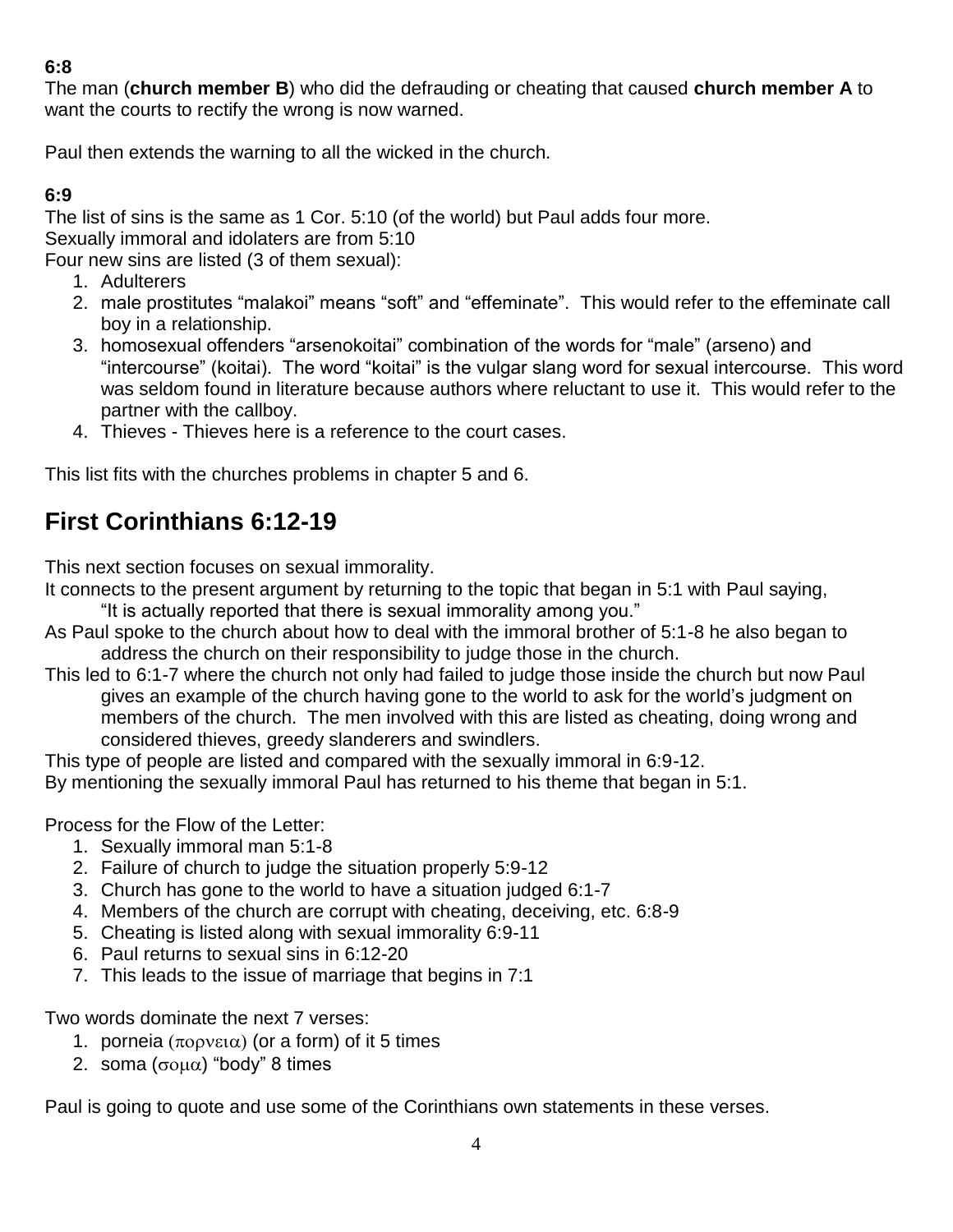**6:8**

The man (**church member B**) who did the defrauding or cheating that caused **church member A** to want the courts to rectify the wrong is now warned.

Paul then extends the warning to all the wicked in the church.

**6:9**

The list of sins is the same as 1 Cor. 5:10 (of the world) but Paul adds four more.
Sexually immoral and idolaters are from 5:10
Four new sins are listed (3 of them sexual):

1. Adulterers
2. male prostitutes “malakoi” means “soft” and “effeminate”. This would refer to the effeminate call boy in a relationship.
3. homosexual offenders “arsenokoitai” combination of the words for “male” (arseno) and “intercourse” (koitai). The word “koitai” is the vulgar slang word for sexual intercourse. This word was seldom found in literature because authors where reluctant to use it. This would refer to the partner with the callboy.
4. Thieves - Thieves here is a reference to the court cases.

This list fits with the churches problems in chapter 5 and 6.

## First Corinthians 6:12-19

This next section focuses on sexual immorality.

It connects to the present argument by returning to the topic that began in 5:1 with Paul saying, “It is actually reported that there is sexual immorality among you.”

As Paul spoke to the church about how to deal with the immoral brother of 5:1-8 he also began to address the church on their responsibility to judge those in the church.

This led to 6:1-7 where the church not only had failed to judge those inside the church but now Paul gives an example of the church having gone to the world to ask for the world’s judgment on members of the church. The men involved with this are listed as cheating, doing wrong and considered thieves, greedy slanderers and swindlers.

This type of people are listed and compared with the sexually immoral in 6:9-12.

By mentioning the sexually immoral Paul has returned to his theme that began in 5:1.

Process for the Flow of the Letter:

1. Sexually immoral man 5:1-8
2. Failure of church to judge the situation properly 5:9-12
3. Church has gone to the world to have a situation judged 6:1-7
4. Members of the church are corrupt with cheating, deceiving, etc. 6:8-9
5. Cheating is listed along with sexual immorality 6:9-11
6. Paul returns to sexual sins in 6:12-20
7. This leads to the issue of marriage that begins in 7:1

Two words dominate the next 7 verses:

1. porneia (πορνεια) (or a form) of it 5 times
2. soma (σομα) “body” 8 times

Paul is going to quote and use some of the Corinthians own statements in these verses.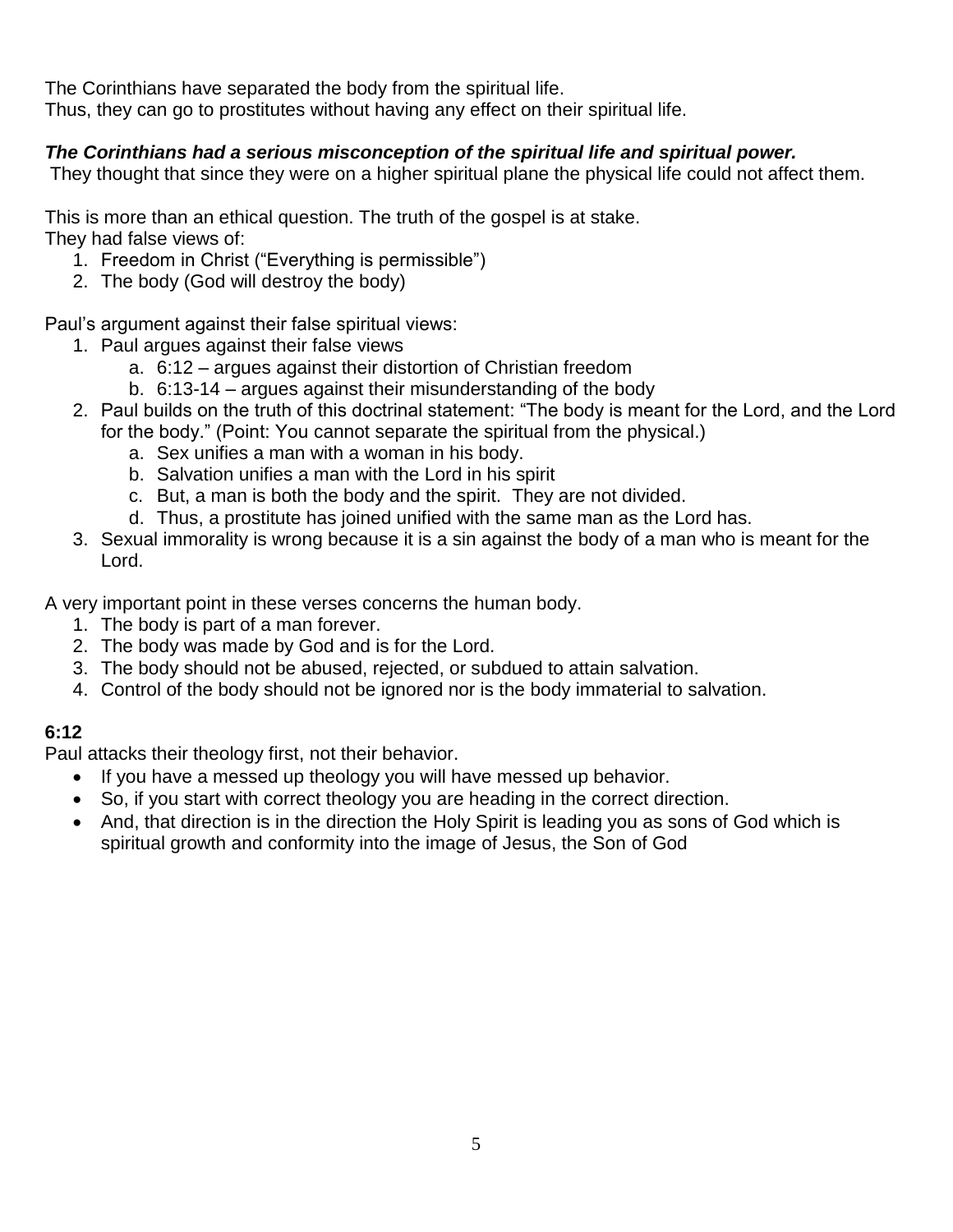The Corinthians have separated the body from the spiritual life.
Thus, they can go to prostitutes without having any effect on their spiritual life.

***The Corinthians had a serious misconception of the spiritual life and spiritual power.***
They thought that since they were on a higher spiritual plane the physical life could not affect them.

This is more than an ethical question. The truth of the gospel is at stake.
They had false views of:

1. Freedom in Christ ("Everything is permissible")
2. The body (God will destroy the body)

Paul's argument against their false spiritual views:

1. Paul argues against their false views
   a. 6:12 – argues against their distortion of Christian freedom
   b. 6:13-14 – argues against their misunderstanding of the body
2. Paul builds on the truth of this doctrinal statement: "The body is meant for the Lord, and the Lord for the body." (Point: You cannot separate the spiritual from the physical.)
   a. Sex unifies a man with a woman in his body.
   b. Salvation unifies a man with the Lord in his spirit
   c. But, a man is both the body and the spirit. They are not divided.
   d. Thus, a prostitute has joined unified with the same man as the Lord has.
3. Sexual immorality is wrong because it is a sin against the body of a man who is meant for the Lord.

A very important point in these verses concerns the human body.

1. The body is part of a man forever.
2. The body was made by God and is for the Lord.
3. The body should not be abused, rejected, or subdued to attain salvation.
4. Control of the body should not be ignored nor is the body immaterial to salvation.

**6:12**
Paul attacks their theology first, not their behavior.

- If you have a messed up theology you will have messed up behavior.
- So, if you start with correct theology you are heading in the correct direction.
- And, that direction is in the direction the Holy Spirit is leading you as sons of God which is spiritual growth and conformity into the image of Jesus, the Son of God